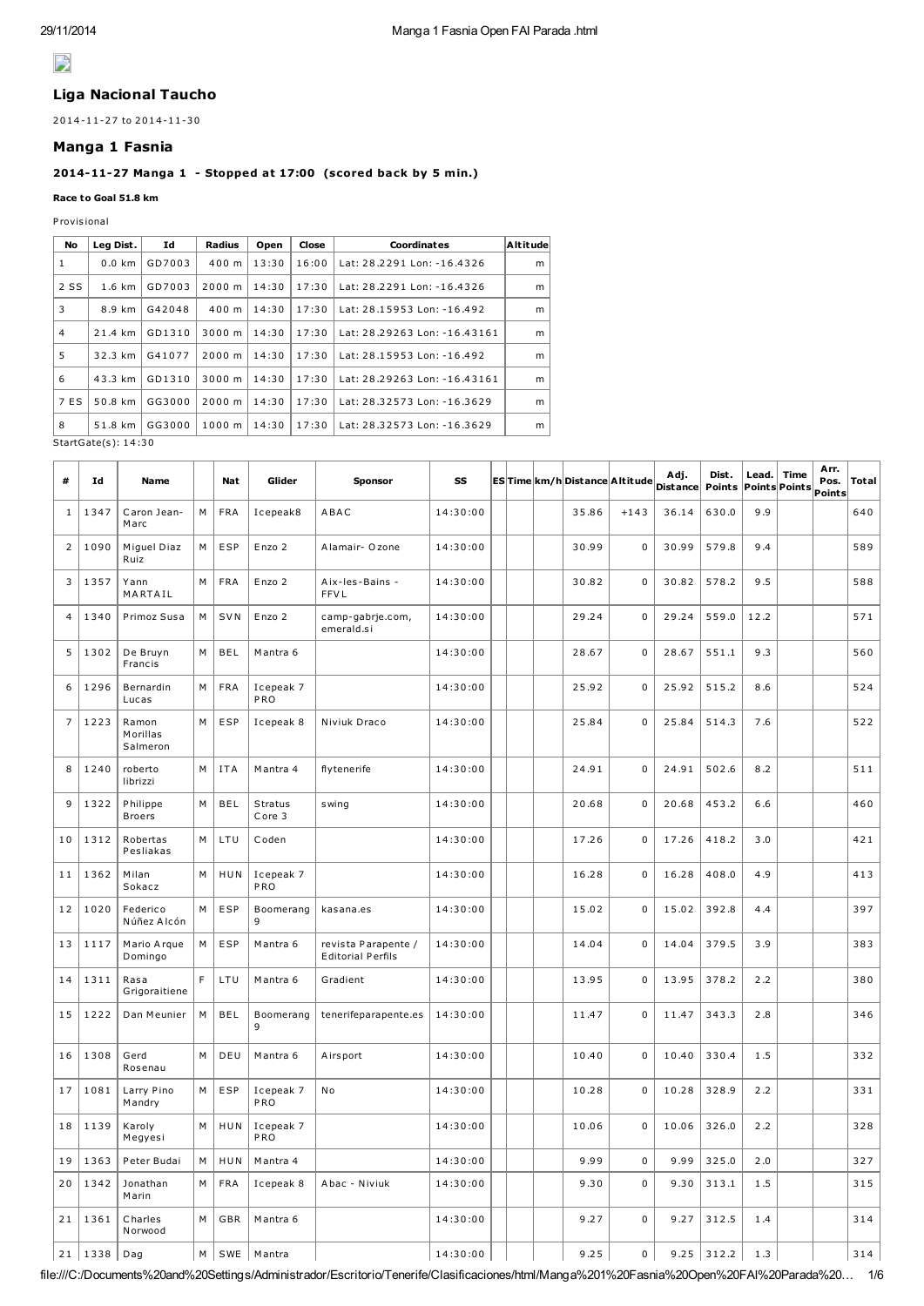## Liga Nacional Taucho

2014-11-27 to 2014-11-30

## Manga 1 Fasnia

### 2014-11-27 Manga 1 - Stopped at 17:00 (scored back by 5 min.)

**Race to Goal 51.8 km**

Provisional

| No | Leg Dist. | Id | Radius | Open | Close | Coordinates | Altitude |
|---|---|---|---|---|---|---|---|
| 1 | 0.0 km | GD7003 | 400 m | 13:30 | 16:00 | Lat: 28.2291 Lon: -16.4326 | m |
| 2 SS | 1.6 km | GD7003 | 2000 m | 14:30 | 17:30 | Lat: 28.2291 Lon: -16.4326 | m |
| 3 | 8.9 km | G42048 | 400 m | 14:30 | 17:30 | Lat: 28.15953 Lon: -16.492 | m |
| 4 | 21.4 km | GD1310 | 3000 m | 14:30 | 17:30 | Lat: 28.29263 Lon: -16.43161 | m |
| 5 | 32.3 km | G41077 | 2000 m | 14:30 | 17:30 | Lat: 28.15953 Lon: -16.492 | m |
| 6 | 43.3 km | GD1310 | 3000 m | 14:30 | 17:30 | Lat: 28.29263 Lon: -16.43161 | m |
| 7 ES | 50.8 km | GG3000 | 2000 m | 14:30 | 17:30 | Lat: 28.32573 Lon: -16.3629 | m |
| 8 | 51.8 km | GG3000 | 1000 m | 14:30 | 17:30 | Lat: 28.32573 Lon: -16.3629 | m |

StartGate(s): 14:30

| # | Id | Name | | Nat | Glider | Sponsor | SS | ES | Time | km/h | Distance | Altitude | Adj. Distance | Dist. Points | Lead. Points | Time Points | Arr. Pos. Points | Total |
|---|---|---|---|---|---|---|---|---|---|---|---|---|---|---|---|---|---|---|
| 1 | 1347 | Caron Jean-Marc | M | FRA | Icepeak8 | ABAC | 14:30:00 | | | | 35.86 | +143 | 36.14 | 630.0 | 9.9 | | | 640 |
| 2 | 1090 | Miguel Diaz Ruiz | M | ESP | Enzo 2 | Alamair- Ozone | 14:30:00 | | | | 30.99 | 0 | 30.99 | 579.8 | 9.4 | | | 589 |
| 3 | 1357 | Yann MARTAIL | M | FRA | Enzo 2 | Aix-les-Bains - FFVL | 14:30:00 | | | | 30.82 | 0 | 30.82 | 578.2 | 9.5 | | | 588 |
| 4 | 1340 | Primoz Susa | M | SVN | Enzo 2 | camp-gabrje.com, emerald.si | 14:30:00 | | | | 29.24 | 0 | 29.24 | 559.0 | 12.2 | | | 571 |
| 5 | 1302 | De Bruyn Francis | M | BEL | Mantra 6 | | 14:30:00 | | | | 28.67 | 0 | 28.67 | 551.1 | 9.3 | | | 560 |
| 6 | 1296 | Bernardin Lucas | M | FRA | Icepeak 7 PRO | | 14:30:00 | | | | 25.92 | 0 | 25.92 | 515.2 | 8.6 | | | 524 |
| 7 | 1223 | Ramon Morillas Salmeron | M | ESP | Icepeak 8 | Niviuk Draco | 14:30:00 | | | | 25.84 | 0 | 25.84 | 514.3 | 7.6 | | | 522 |
| 8 | 1240 | roberto librizzi | M | ITA | Mantra 4 | flytenerife | 14:30:00 | | | | 24.91 | 0 | 24.91 | 502.6 | 8.2 | | | 511 |
| 9 | 1322 | Philippe Broers | M | BEL | Stratus Core 3 | swing | 14:30:00 | | | | 20.68 | 0 | 20.68 | 453.2 | 6.6 | | | 460 |
| 10 | 1312 | Robertas Pesliakas | M | LTU | Coden | | 14:30:00 | | | | 17.26 | 0 | 17.26 | 418.2 | 3.0 | | | 421 |
| 11 | 1362 | Milan Sokacz | M | HUN | Icepeak 7 PRO | | 14:30:00 | | | | 16.28 | 0 | 16.28 | 408.0 | 4.9 | | | 413 |
| 12 | 1020 | Federico Núñez Alcón | M | ESP | Boomerang 9 | kasana.es | 14:30:00 | | | | 15.02 | 0 | 15.02 | 392.8 | 4.4 | | | 397 |
| 13 | 1117 | Mario Arque Domingo | M | ESP | Mantra 6 | revista Parapente / Editorial Perfils | 14:30:00 | | | | 14.04 | 0 | 14.04 | 379.5 | 3.9 | | | 383 |
| 14 | 1311 | Rasa Grigoraitiene | F | LTU | Mantra 6 | Gradient | 14:30:00 | | | | 13.95 | 0 | 13.95 | 378.2 | 2.2 | | | 380 |
| 15 | 1222 | Dan Meunier | M | BEL | Boomerang 9 | tenerifeparapente.es | 14:30:00 | | | | 11.47 | 0 | 11.47 | 343.3 | 2.8 | | | 346 |
| 16 | 1308 | Gerd Rosenau | M | DEU | Mantra 6 | Airsport | 14:30:00 | | | | 10.40 | 0 | 10.40 | 330.4 | 1.5 | | | 332 |
| 17 | 1081 | Larry Pino Mandry | M | ESP | Icepeak 7 PRO | No | 14:30:00 | | | | 10.28 | 0 | 10.28 | 328.9 | 2.2 | | | 331 |
| 18 | 1139 | Karoly Megyesi | M | HUN | Icepeak 7 PRO | | 14:30:00 | | | | 10.06 | 0 | 10.06 | 326.0 | 2.2 | | | 328 |
| 19 | 1363 | Peter Budai | M | HUN | Mantra 4 | | 14:30:00 | | | | 9.99 | 0 | 9.99 | 325.0 | 2.0 | | | 327 |
| 20 | 1342 | Jonathan Marin | M | FRA | Icepeak 8 | Abac - Niviuk | 14:30:00 | | | | 9.30 | 0 | 9.30 | 313.1 | 1.5 | | | 315 |
| 21 | 1361 | Charles Norwood | M | GBR | Mantra 6 | | 14:30:00 | | | | 9.27 | 0 | 9.27 | 312.5 | 1.4 | | | 314 |
| 21 | 1338 | Dag | M | SWE | Mantra | | 14:30:00 | | | | 9.25 | 0 | 9.25 | 312.2 | 1.3 | | | 314 |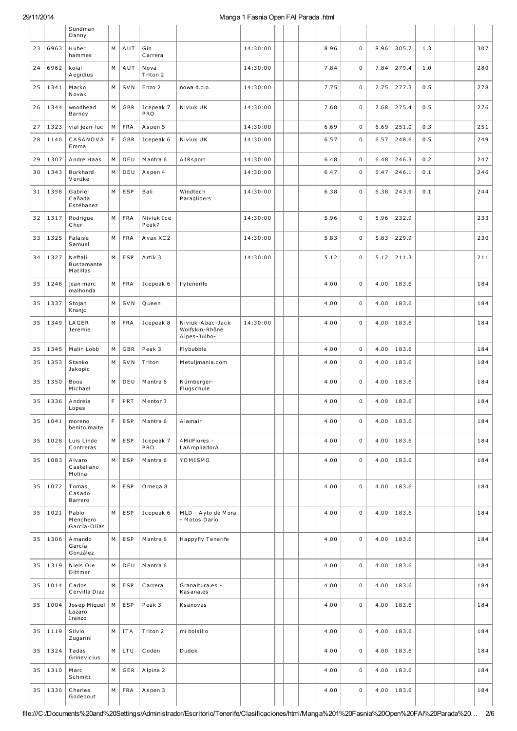| | | | | | | | | | | | | | | | | | | |
|---|---|---|---|---|---|---|---|---|---|---|---|---|---|---|---|---|---|---|
| | | Sundman Danny | | | | | | | | | | | | | | | | |
| 23 | 6963 | Huber hammes | M | AUT | Gin Carrera | | 14:30:00 | | | | 8.96 | 0 | 8.96 | 305.7 | 1.3 | | | 307 |
| 24 | 6962 | koial Aegidius | M | AUT | Nova Triton 2 | | 14:30:00 | | | | 7.84 | 0 | 7.84 | 279.4 | 1.0 | | | 280 |
| 25 | 1341 | Marko Novak | M | SVN | Enzo 2 | nowa d.o.o. | 14:30:00 | | | | 7.75 | 0 | 7.75 | 277.3 | 0.5 | | | 278 |
| 26 | 1344 | woodhead Barney | M | GBR | Icepeak 7 PRO | Niviuk UK | 14:30:00 | | | | 7.68 | 0 | 7.68 | 275.4 | 0.5 | | | 276 |
| 27 | 1323 | vial jean-luc | M | FRA | Aspen 5 | | 14:30:00 | | | | 6.69 | 0 | 6.69 | 251.0 | 0.3 | | | 251 |
| 28 | 1140 | CASANOVA Emma | F | GBR | Icepeak 6 | Niviuk UK | 14:30:00 | | | | 6.57 | 0 | 6.57 | 248.6 | 0.5 | | | 249 |
| 29 | 1307 | Andre Haas | M | DEU | Mantra 6 | AIRsport | 14:30:00 | | | | 6.48 | 0 | 6.48 | 246.3 | 0.2 | | | 247 |
| 30 | 1343 | Burkhard Venzke | M | DEU | Aspen 4 | | 14:30:00 | | | | 6.47 | 0 | 6.47 | 246.1 | 0.1 | | | 246 |
| 31 | 1358 | Gabriel Cañada Estébanez | M | ESP | Bali | Windtech Paragliders | 14:30:00 | | | | 6.38 | 0 | 6.38 | 243.9 | 0.1 | | | 244 |
| 32 | 1317 | Rodrigue Cher | M | FRA | Niviuk Ice Peak7 | | 14:30:00 | | | | 5.96 | 0 | 5.96 | 232.9 | | | | 233 |
| 33 | 1325 | Falaise Samuel | M | FRA | Avax XC2 | | 14:30:00 | | | | 5.83 | 0 | 5.83 | 229.9 | | | | 230 |
| 34 | 1327 | Neftali Bustamante Matillas | M | ESP | Artik 3 | | 14:30:00 | | | | 5.12 | 0 | 5.12 | 211.3 | | | | 211 |
| 35 | 1248 | jean marc malhonda | M | FRA | Icepeak 6 | flytenerife | | | | | 4.00 | 0 | 4.00 | 183.6 | | | | 184 |
| 35 | 1337 | Stojan Kranjc | M | SVN | Queen | | | | | | 4.00 | 0 | 4.00 | 183.6 | | | | 184 |
| 35 | 1349 | LAGER Jeremie | M | FRA | Icepeak 8 | Niviuk-Abac-Jack Wolfskin-Rhône Alpes-Julbo- | 14:30:00 | | | | 4.00 | 0 | 4.00 | 183.6 | | | | 184 |
| 35 | 1345 | Malin Lobb | M | GBR | Peak 3 | Flybubble | | | | | 4.00 | 0 | 4.00 | 183.6 | | | | 184 |
| 35 | 1353 | Stanko Jakopic | M | SVN | Triton | Metuljmania.com | | | | | 4.00 | 0 | 4.00 | 183.6 | | | | 184 |
| 35 | 1350 | Boos Michael | M | DEU | Mantra 6 | Nürnberger-Flugschule | | | | | 4.00 | 0 | 4.00 | 183.6 | | | | 184 |
| 35 | 1336 | Andreia Lopes | F | PRT | Mentor 3 | | | | | | 4.00 | 0 | 4.00 | 183.6 | | | | 184 |
| 35 | 1041 | moreno benito maite | F | ESP | Mantra 6 | Alamair | | | | | 4.00 | 0 | 4.00 | 183.6 | | | | 184 |
| 35 | 1028 | Luis Linde Contreras | M | ESP | Icepeak 7 PRO | 4MilFlores - LaAmpliadorA | | | | | 4.00 | 0 | 4.00 | 183.6 | | | | 184 |
| 35 | 1083 | Alvaro Castellano Molina | M | ESP | Mantra 6 | YOMISMO | | | | | 4.00 | 0 | 4.00 | 183.6 | | | | 184 |
| 35 | 1072 | Tomas Casado Barrero | M | ESP | Omega 8 | | | | | | 4.00 | 0 | 4.00 | 183.6 | | | | 184 |
| 35 | 1021 | Pablo Menchero García-Olías | M | ESP | Icepeak 6 | MLD - Ayto de Mora - Motos Darío | | | | | 4.00 | 0 | 4.00 | 183.6 | | | | 184 |
| 35 | 1306 | Amando García González | M | ESP | Mantra 6 | Happyfly Tenerife | | | | | 4.00 | 0 | 4.00 | 183.6 | | | | 184 |
| 35 | 1319 | Niels Ole Dittmer | M | DEU | Mantra 6 | | | | | | 4.00 | 0 | 4.00 | 183.6 | | | | 184 |
| 35 | 1014 | Carlos Cervilla Diaz | M | ESP | Carrera | Granaltura.es - Kasana.es | | | | | 4.00 | 0 | 4.00 | 183.6 | | | | 184 |
| 35 | 1004 | Josep Miquel Lazaro Iranzo | M | ESP | Peak 3 | Ksanovas | | | | | 4.00 | 0 | 4.00 | 183.6 | | | | 184 |
| 35 | 1119 | Silvio Zugarini | M | ITA | Triton 2 | mi bolsillo | | | | | 4.00 | 0 | 4.00 | 183.6 | | | | 184 |
| 35 | 1324 | Tadas Grinevicius | M | LTU | Coden | Dudek | | | | | 4.00 | 0 | 4.00 | 183.6 | | | | 184 |
| 35 | 1310 | Marc Schmitt | M | GER | Alpina 2 | | | | | | 4.00 | 0 | 4.00 | 183.6 | | | | 184 |
| 35 | 1330 | Charles Godebout | M | FRA | Aspen 3 | | | | | | 4.00 | 0 | 4.00 | 183.6 | | | | 184 |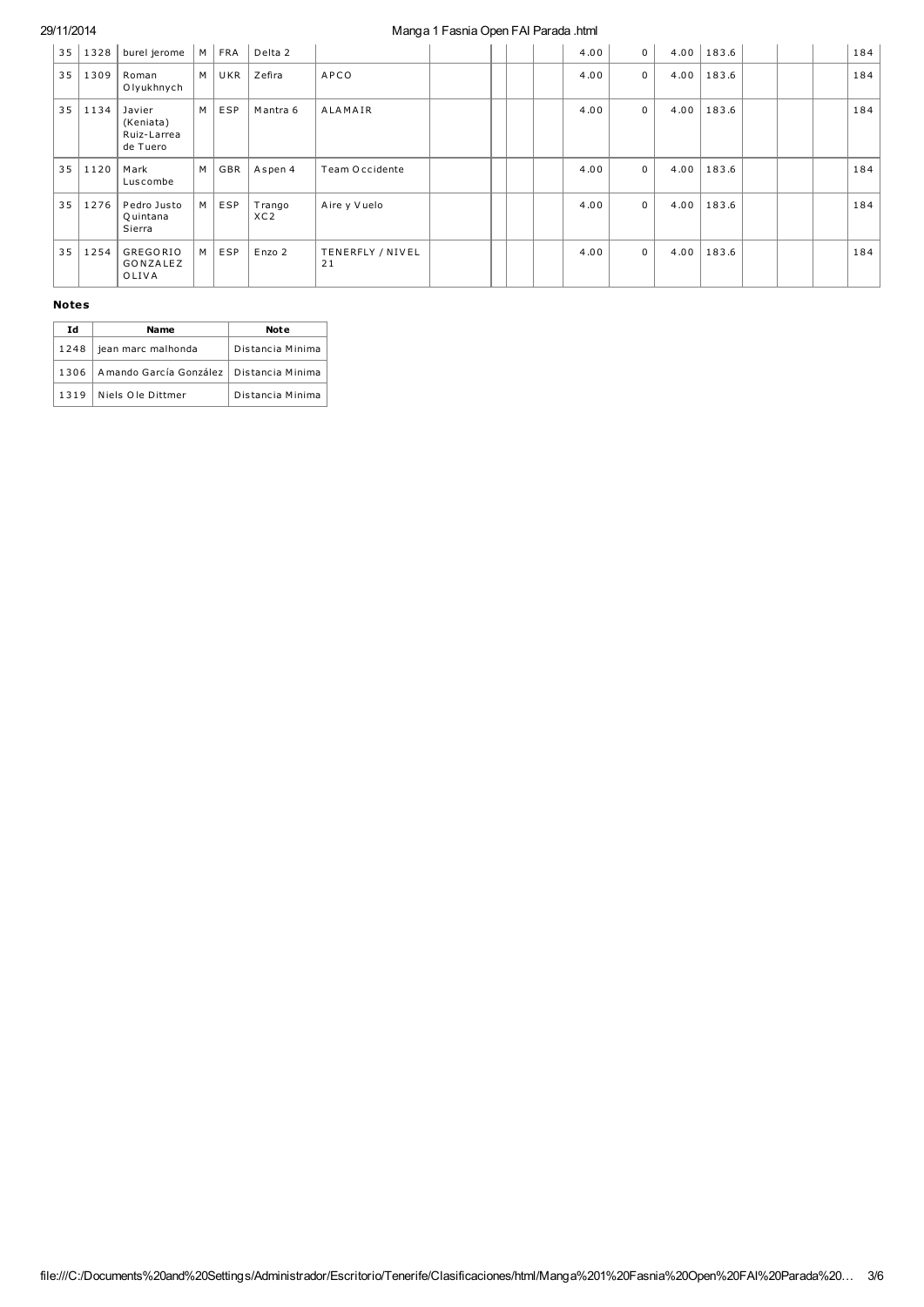| | | | | | | | | | | | | | | | | | | |
|---|---|---|---|---|---|---|---|---|---|---|---|---|---|---|---|---|---|---|
| 35 | 1328 | burel jerome | M | FRA | Delta 2 | | | | | | 4.00 | 0 | 4.00 | 183.6 | | | | 184 |
| 35 | 1309 | Roman Olyukhnych | M | UKR | Zefira | APCO | | | | | 4.00 | 0 | 4.00 | 183.6 | | | | 184 |
| 35 | 1134 | Javier (Keniata) Ruiz-Larrea de Tuero | M | ESP | Mantra 6 | ALAMAIR | | | | | 4.00 | 0 | 4.00 | 183.6 | | | | 184 |
| 35 | 1120 | Mark Luscombe | M | GBR | Aspen 4 | Team Occidente | | | | | 4.00 | 0 | 4.00 | 183.6 | | | | 184 |
| 35 | 1276 | Pedro Justo Quintana Sierra | M | ESP | Trango XC2 | Aire y Vuelo | | | | | 4.00 | 0 | 4.00 | 183.6 | | | | 184 |
| 35 | 1254 | GREGORIO GONZALEZ OLIVA | M | ESP | Enzo 2 | TENERFLY / NIVEL 21 | | | | | 4.00 | 0 | 4.00 | 183.6 | | | | 184 |

**Notes**

| Id | Name | Note |
|---|---|---|
| 1248 | jean marc malhonda | Distancia Minima |
| 1306 | Amando García González | Distancia Minima |
| 1319 | Niels Ole Dittmer | Distancia Minima |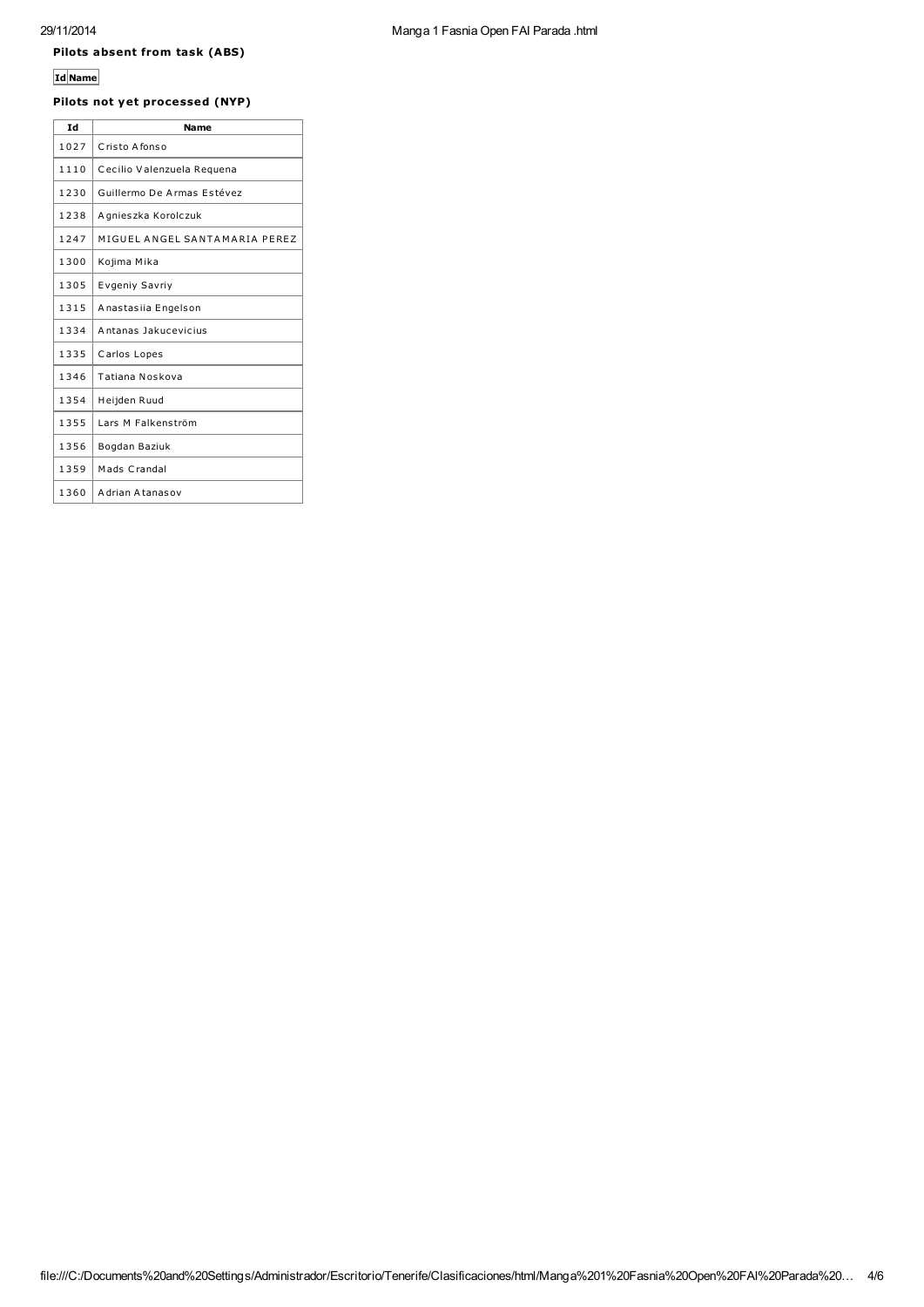### Pilots absent from task (ABS)

| Id | Name |
|---|---|

### Pilots not yet processed (NYP)

| Id | Name |
|---|---|
| 1027 | Cristo Afonso |
| 1110 | Cecilio Valenzuela Requena |
| 1230 | Guillermo De Armas Estévez |
| 1238 | Agnieszka Korolczuk |
| 1247 | MIGUEL ANGEL SANTAMARIA PEREZ |
| 1300 | Kojima Mika |
| 1305 | Evgeniy Savriy |
| 1315 | Anastasiia Engelson |
| 1334 | Antanas Jakucevicius |
| 1335 | Carlos Lopes |
| 1346 | Tatiana Noskova |
| 1354 | Heijden Ruud |
| 1355 | Lars M Falkenström |
| 1356 | Bogdan Baziuk |
| 1359 | Mads Crandal |
| 1360 | Adrian Atanasov |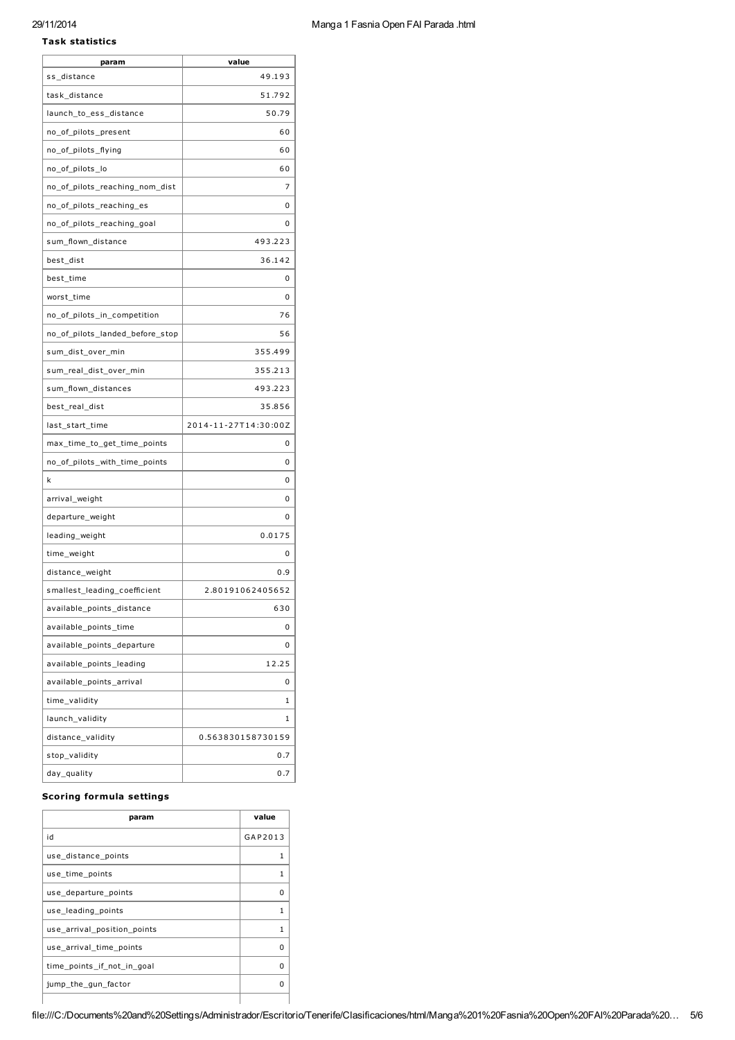### Task statistics

| param | value |
|---|---|
| ss_distance | 49.193 |
| task_distance | 51.792 |
| launch_to_ess_distance | 50.79 |
| no_of_pilots_present | 60 |
| no_of_pilots_flying | 60 |
| no_of_pilots_lo | 60 |
| no_of_pilots_reaching_nom_dist | 7 |
| no_of_pilots_reaching_es | 0 |
| no_of_pilots_reaching_goal | 0 |
| sum_flown_distance | 493.223 |
| best_dist | 36.142 |
| best_time | 0 |
| worst_time | 0 |
| no_of_pilots_in_competition | 76 |
| no_of_pilots_landed_before_stop | 56 |
| sum_dist_over_min | 355.499 |
| sum_real_dist_over_min | 355.213 |
| sum_flown_distances | 493.223 |
| best_real_dist | 35.856 |
| last_start_time | 2014-11-27T14:30:00Z |
| max_time_to_get_time_points | 0 |
| no_of_pilots_with_time_points | 0 |
| k | 0 |
| arrival_weight | 0 |
| departure_weight | 0 |
| leading_weight | 0.0175 |
| time_weight | 0 |
| distance_weight | 0.9 |
| smallest_leading_coefficient | 2.80191062405652 |
| available_points_distance | 630 |
| available_points_time | 0 |
| available_points_departure | 0 |
| available_points_leading | 12.25 |
| available_points_arrival | 0 |
| time_validity | 1 |
| launch_validity | 1 |
| distance_validity | 0.563830158730159 |
| stop_validity | 0.7 |
| day_quality | 0.7 |

### Scoring formula settings

| param | value |
|---|---|
| id | GAP2013 |
| use_distance_points | 1 |
| use_time_points | 1 |
| use_departure_points | 0 |
| use_leading_points | 1 |
| use_arrival_position_points | 1 |
| use_arrival_time_points | 0 |
| time_points_if_not_in_goal | 0 |
| jump_the_gun_factor | 0 |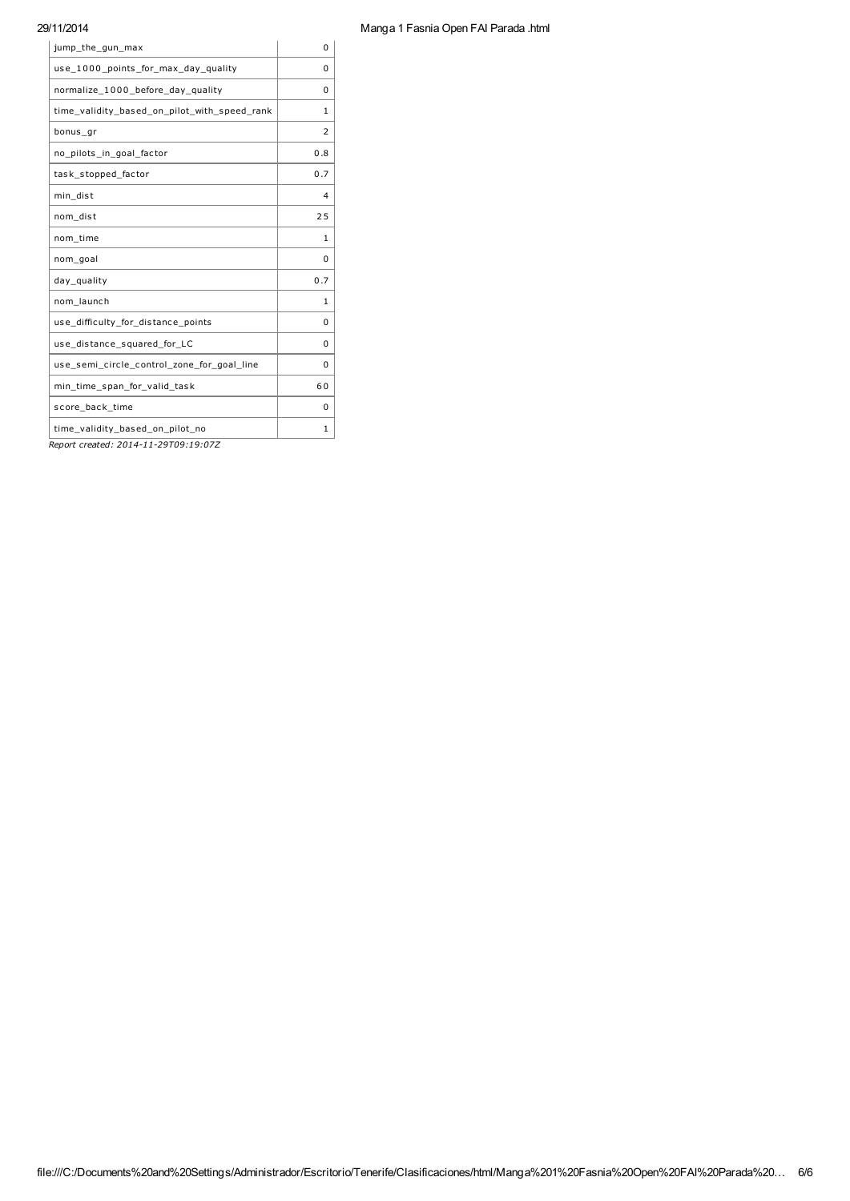| | |
|---|---|
| jump_the_gun_max | 0 |
| use_1000_points_for_max_day_quality | 0 |
| normalize_1000_before_day_quality | 0 |
| time_validity_based_on_pilot_with_speed_rank | 1 |
| bonus_gr | 2 |
| no_pilots_in_goal_factor | 0.8 |
| task_stopped_factor | 0.7 |
| min_dist | 4 |
| nom_dist | 25 |
| nom_time | 1 |
| nom_goal | 0 |
| day_quality | 0.7 |
| nom_launch | 1 |
| use_difficulty_for_distance_points | 0 |
| use_distance_squared_for_LC | 0 |
| use_semi_circle_control_zone_for_goal_line | 0 |
| min_time_span_for_valid_task | 60 |
| score_back_time | 0 |
| time_validity_based_on_pilot_no | 1 |

*Report created: 2014-11-29T09:19:07Z*